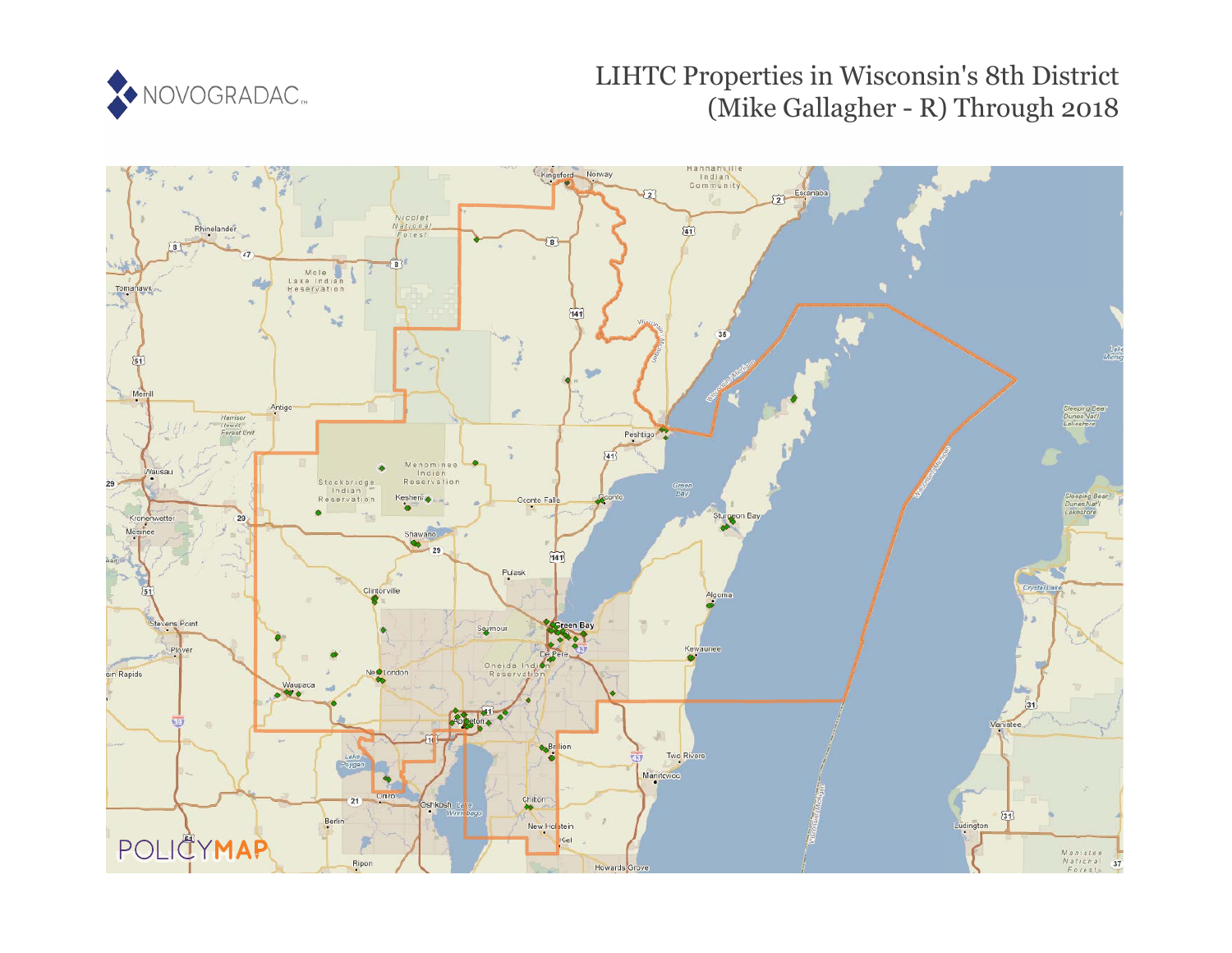# LIHTC Properties in Wisconsin's 8th District (Mike Gallagher - R) Through 2018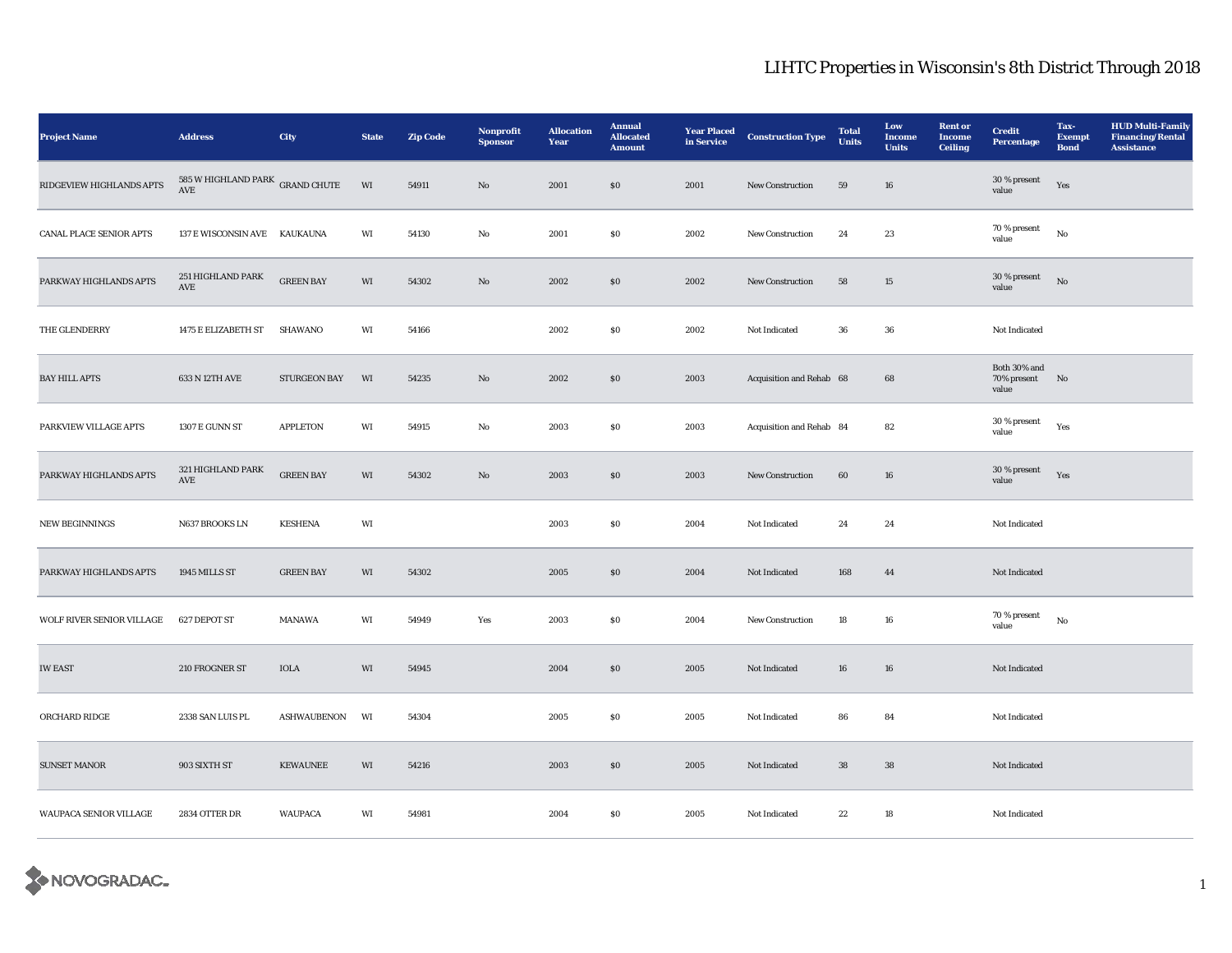# LIHTC Properties in Wisconsin's 8th District Through 2018

| Project Name | Address | City | State | Zip Code | Nonprofit Sponsor | Allocation Year | Annual Allocated Amount | Year Placed in Service | Construction Type | Total Units | Low Income Units | Rent or Income Ceiling | Credit Percentage | Tax-Exempt Bond | HUD Multi-Family Financing/Rental Assistance |
|---|---|---|---|---|---|---|---|---|---|---|---|---|---|---|---|
| RIDGEVIEW HIGHLANDS APTS | 585 W HIGHLAND PARK AVE | GRAND CHUTE | WI | 54911 | No | 2001 | $0 | 2001 | New Construction | 59 | 16 | | 30 % present value | Yes | |
| CANAL PLACE SENIOR APTS | 137 E WISCONSIN AVE | KAUKAUNA | WI | 54130 | No | 2001 | $0 | 2002 | New Construction | 24 | 23 | | 70 % present value | No | |
| PARKWAY HIGHLANDS APTS | 251 HIGHLAND PARK AVE | GREEN BAY | WI | 54302 | No | 2002 | $0 | 2002 | New Construction | 58 | 15 | | 30 % present value | No | |
| THE GLENDERRY | 1475 E ELIZABETH ST | SHAWANO | WI | 54166 | | 2002 | $0 | 2002 | Not Indicated | 36 | 36 | | Not Indicated | | |
| BAY HILL APTS | 633 N 12TH AVE | STURGEON BAY | WI | 54235 | No | 2002 | $0 | 2003 | Acquisition and Rehab | 68 | 68 | | Both 30% and 70% present value | No | |
| PARKVIEW VILLAGE APTS | 1307 E GUNN ST | APPLETON | WI | 54915 | No | 2003 | $0 | 2003 | Acquisition and Rehab | 84 | 82 | | 30 % present value | Yes | |
| PARKWAY HIGHLANDS APTS | 321 HIGHLAND PARK AVE | GREEN BAY | WI | 54302 | No | 2003 | $0 | 2003 | New Construction | 60 | 16 | | 30 % present value | Yes | |
| NEW BEGINNINGS | N637 BROOKS LN | KESHENA | WI | | | 2003 | $0 | 2004 | Not Indicated | 24 | 24 | | Not Indicated | | |
| PARKWAY HIGHLANDS APTS | 1945 MILLS ST | GREEN BAY | WI | 54302 | | 2005 | $0 | 2004 | Not Indicated | 168 | 44 | | Not Indicated | | |
| WOLF RIVER SENIOR VILLAGE | 627 DEPOT ST | MANAWA | WI | 54949 | Yes | 2003 | $0 | 2004 | New Construction | 18 | 16 | | 70 % present value | No | |
| IW EAST | 210 FROGNER ST | IOLA | WI | 54945 | | 2004 | $0 | 2005 | Not Indicated | 16 | 16 | | Not Indicated | | |
| ORCHARD RIDGE | 2338 SAN LUIS PL | ASHWAUBENON | WI | 54304 | | 2005 | $0 | 2005 | Not Indicated | 86 | 84 | | Not Indicated | | |
| SUNSET MANOR | 903 SIXTH ST | KEWAUNEE | WI | 54216 | | 2003 | $0 | 2005 | Not Indicated | 38 | 38 | | Not Indicated | | |
| WAUPACA SENIOR VILLAGE | 2834 OTTER DR | WAUPACA | WI | 54981 | | 2004 | $0 | 2005 | Not Indicated | 22 | 18 | | Not Indicated | | |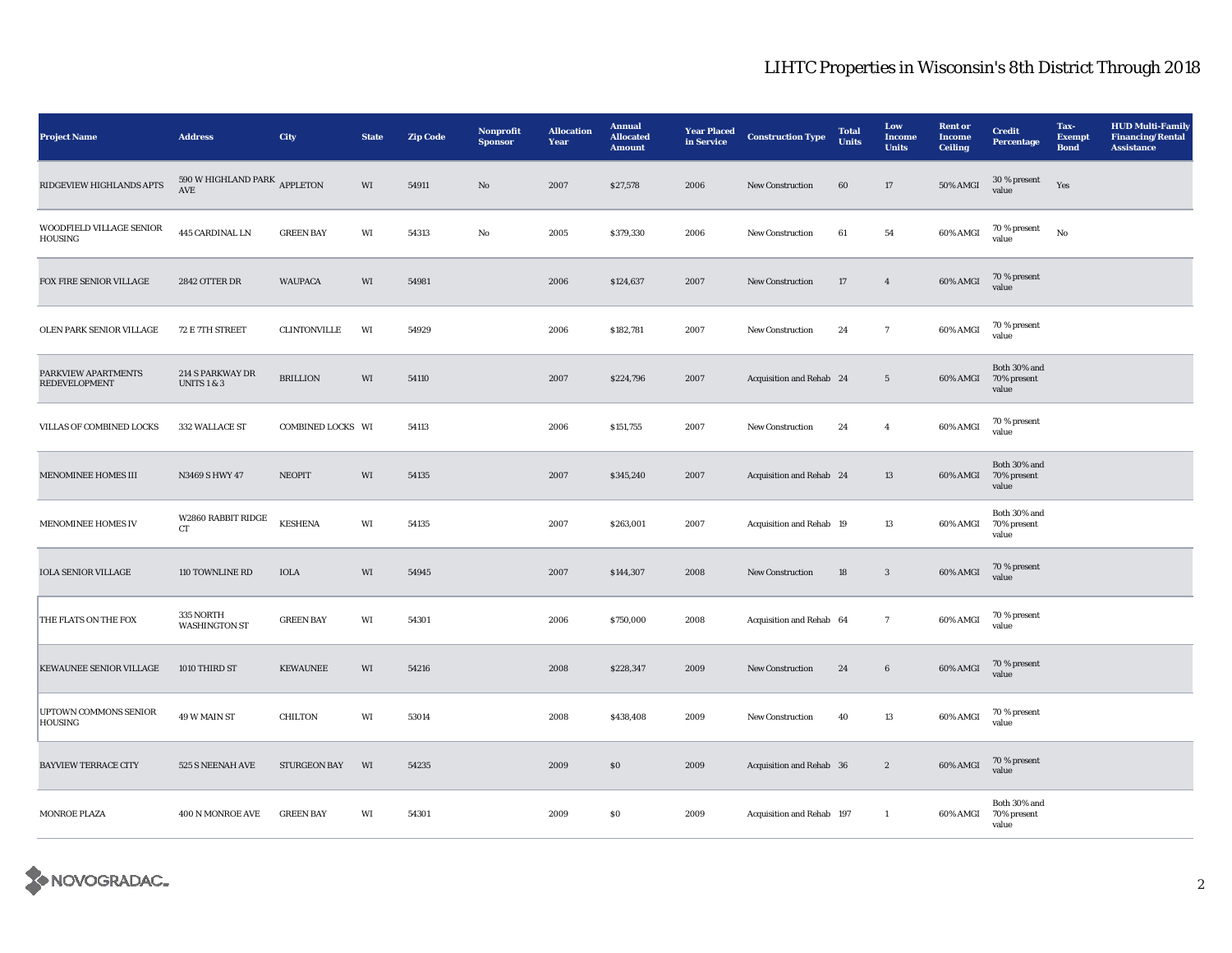# LIHTC Properties in Wisconsin's 8th District Through 2018

| Project Name | Address | City | State | Zip Code | Nonprofit Sponsor | Allocation Year | Annual Allocated Amount | Year Placed in Service | Construction Type | Total Units | Low Income Units | Rent or Income Ceiling | Credit Percentage | Tax-Exempt Bond | HUD Multi-Family Financing/Rental Assistance |
|---|---|---|---|---|---|---|---|---|---|---|---|---|---|---|---|
| RIDGEVIEW HIGHLANDS APTS | 590 W HIGHLAND PARK AVE | APPLETON | WI | 54911 | No | 2007 | $27,578 | 2006 | New Construction | 60 | 17 | 50% AMGI | 30 % present value | Yes | |
| WOODFIELD VILLAGE SENIOR HOUSING | 445 CARDINAL LN | GREEN BAY | WI | 54313 | No | 2005 | $379,330 | 2006 | New Construction | 61 | 54 | 60% AMGI | 70 % present value | No | |
| FOX FIRE SENIOR VILLAGE | 2842 OTTER DR | WAUPACA | WI | 54981 | | 2006 | $124,637 | 2007 | New Construction | 17 | 4 | 60% AMGI | 70 % present value | | |
| OLEN PARK SENIOR VILLAGE | 72 E 7TH STREET | CLINTONVILLE | WI | 54929 | | 2006 | $182,781 | 2007 | New Construction | 24 | 7 | 60% AMGI | 70 % present value | | |
| PARKVIEW APARTMENTS REDEVELOPMENT | 214 S PARKWAY DR UNITS 1 & 3 | BRILLION | WI | 54110 | | 2007 | $224,796 | 2007 | Acquisition and Rehab | 24 | 5 | 60% AMGI | Both 30% and 70% present value | | |
| VILLAS OF COMBINED LOCKS | 332 WALLACE ST | COMBINED LOCKS | WI | 54113 | | 2006 | $151,755 | 2007 | New Construction | 24 | 4 | 60% AMGI | 70 % present value | | |
| MENOMINEE HOMES III | N3469 S HWY 47 | NEOPIT | WI | 54135 | | 2007 | $345,240 | 2007 | Acquisition and Rehab | 24 | 13 | 60% AMGI | Both 30% and 70% present value | | |
| MENOMINEE HOMES IV | W2860 RABBIT RIDGE CT | KESHENA | WI | 54135 | | 2007 | $263,001 | 2007 | Acquisition and Rehab | 19 | 13 | 60% AMGI | Both 30% and 70% present value | | |
| IOLA SENIOR VILLAGE | 110 TOWNLINE RD | IOLA | WI | 54945 | | 2007 | $144,307 | 2008 | New Construction | 18 | 3 | 60% AMGI | 70 % present value | | |
| THE FLATS ON THE FOX | 335 NORTH WASHINGTON ST | GREEN BAY | WI | 54301 | | 2006 | $750,000 | 2008 | Acquisition and Rehab | 64 | 7 | 60% AMGI | 70 % present value | | |
| KEWAUNEE SENIOR VILLAGE | 1010 THIRD ST | KEWAUNEE | WI | 54216 | | 2008 | $228,347 | 2009 | New Construction | 24 | 6 | 60% AMGI | 70 % present value | | |
| UPTOWN COMMONS SENIOR HOUSING | 49 W MAIN ST | CHILTON | WI | 53014 | | 2008 | $438,408 | 2009 | New Construction | 40 | 13 | 60% AMGI | 70 % present value | | |
| BAYVIEW TERRACE CITY | 525 S NEENAH AVE | STURGEON BAY | WI | 54235 | | 2009 | $0 | 2009 | Acquisition and Rehab | 36 | 2 | 60% AMGI | 70 % present value | | |
| MONROE PLAZA | 400 N MONROE AVE | GREEN BAY | WI | 54301 | | 2009 | $0 | 2009 | Acquisition and Rehab | 197 | 1 | 60% AMGI | Both 30% and 70% present value | | |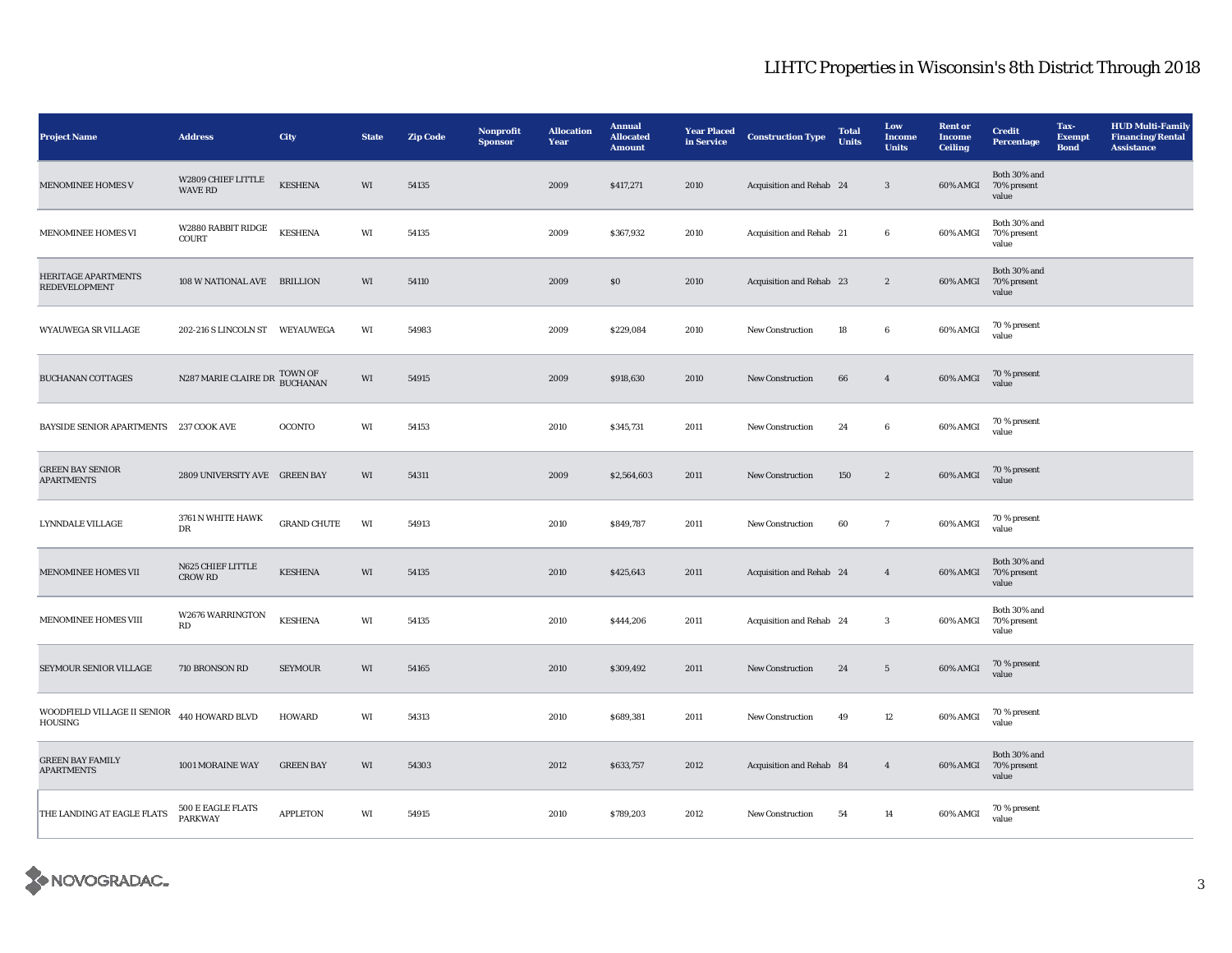# LIHTC Properties in Wisconsin's 8th District Through 2018

| Project Name | Address | City | State | Zip Code | Nonprofit Sponsor | Allocation Year | Annual Allocated Amount | Year Placed in Service | Construction Type | Total Units | Low Income Units | Rent or Income Ceiling | Credit Percentage | Tax-Exempt Bond | HUD Multi-Family Financing/Rental Assistance |
|---|---|---|---|---|---|---|---|---|---|---|---|---|---|---|---|
| MENOMINEE HOMES V | W2809 CHIEF LITTLE WAVE RD | KESHENA | WI | 54135 | | 2009 | $417,271 | 2010 | Acquisition and Rehab | 24 | 3 | 60% AMGI | Both 30% and 70% present value | | |
| MENOMINEE HOMES VI | W2880 RABBIT RIDGE COURT | KESHENA | WI | 54135 | | 2009 | $367,932 | 2010 | Acquisition and Rehab | 21 | 6 | 60% AMGI | Both 30% and 70% present value | | |
| HERITAGE APARTMENTS REDEVELOPMENT | 108 W NATIONAL AVE | BRILLION | WI | 54110 | | 2009 | $0 | 2010 | Acquisition and Rehab | 23 | 2 | 60% AMGI | Both 30% and 70% present value | | |
| WYAUWEGA SR VILLAGE | 202-216 S LINCOLN ST | WEYAUWEGA | WI | 54983 | | 2009 | $229,084 | 2010 | New Construction | 18 | 6 | 60% AMGI | 70 % present value | | |
| BUCHANAN COTTAGES | N287 MARIE CLAIRE DR | TOWN OF BUCHANAN | WI | 54915 | | 2009 | $918,630 | 2010 | New Construction | 66 | 4 | 60% AMGI | 70 % present value | | |
| BAYSIDE SENIOR APARTMENTS | 237 COOK AVE | OCONTO | WI | 54153 | | 2010 | $345,731 | 2011 | New Construction | 24 | 6 | 60% AMGI | 70 % present value | | |
| GREEN BAY SENIOR APARTMENTS | 2809 UNIVERSITY AVE | GREEN BAY | WI | 54311 | | 2009 | $2,564,603 | 2011 | New Construction | 150 | 2 | 60% AMGI | 70 % present value | | |
| LYNNDALE VILLAGE | 3761 N WHITE HAWK DR | GRAND CHUTE | WI | 54913 | | 2010 | $849,787 | 2011 | New Construction | 60 | 7 | 60% AMGI | 70 % present value | | |
| MENOMINEE HOMES VII | N625 CHIEF LITTLE CROW RD | KESHENA | WI | 54135 | | 2010 | $425,643 | 2011 | Acquisition and Rehab | 24 | 4 | 60% AMGI | Both 30% and 70% present value | | |
| MENOMINEE HOMES VIII | W2676 WARRINGTON RD | KESHENA | WI | 54135 | | 2010 | $444,206 | 2011 | Acquisition and Rehab | 24 | 3 | 60% AMGI | Both 30% and 70% present value | | |
| SEYMOUR SENIOR VILLAGE | 710 BRONSON RD | SEYMOUR | WI | 54165 | | 2010 | $309,492 | 2011 | New Construction | 24 | 5 | 60% AMGI | 70 % present value | | |
| WOODFIELD VILLAGE II SENIOR HOUSING | 440 HOWARD BLVD | HOWARD | WI | 54313 | | 2010 | $689,381 | 2011 | New Construction | 49 | 12 | 60% AMGI | 70 % present value | | |
| GREEN BAY FAMILY APARTMENTS | 1001 MORAINE WAY | GREEN BAY | WI | 54303 | | 2012 | $633,757 | 2012 | Acquisition and Rehab | 84 | 4 | 60% AMGI | Both 30% and 70% present value | | |
| THE LANDING AT EAGLE FLATS | 500 E EAGLE FLATS PARKWAY | APPLETON | WI | 54915 | | 2010 | $789,203 | 2012 | New Construction | 54 | 14 | 60% AMGI | 70 % present value | | |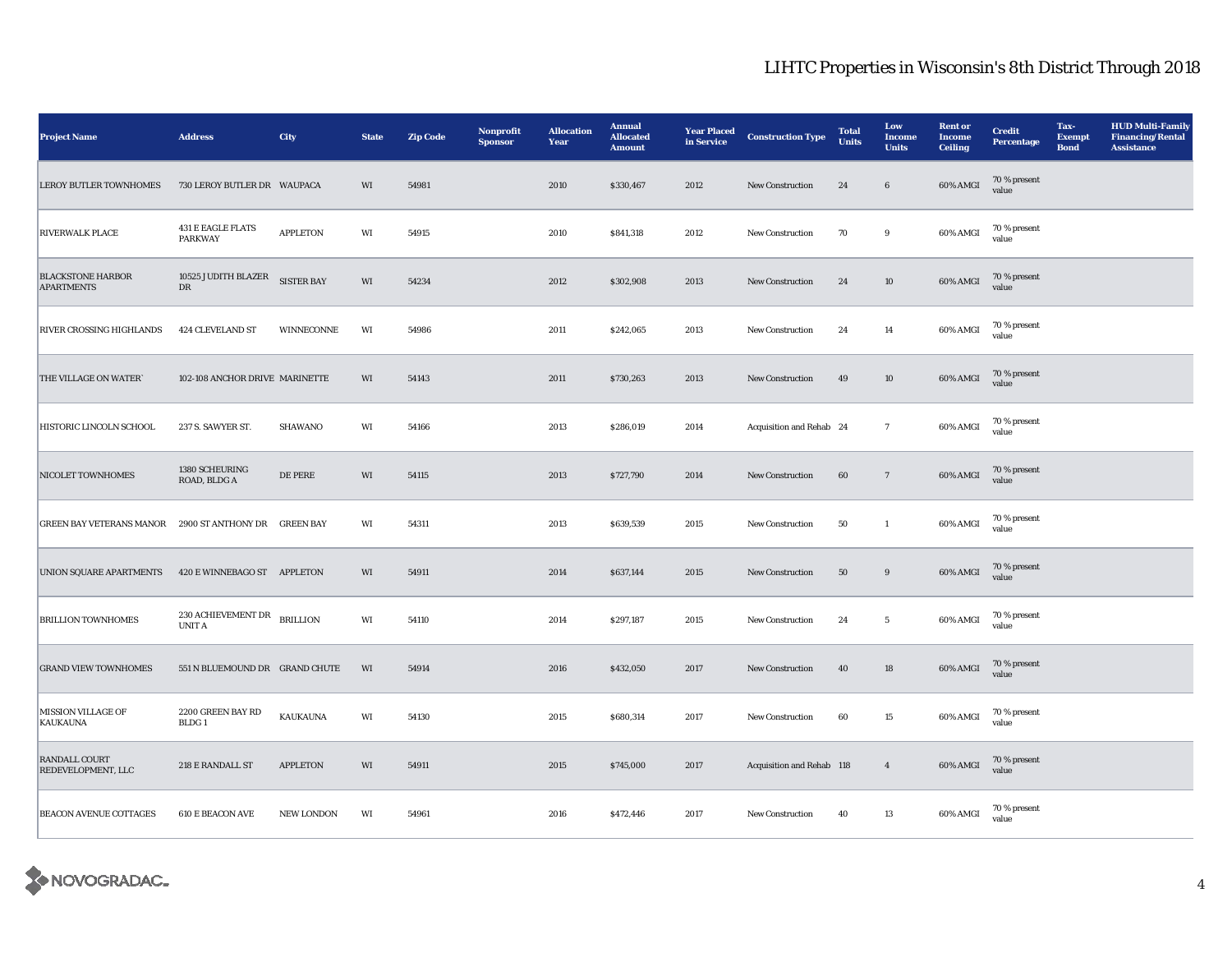# LIHTC Properties in Wisconsin's 8th District Through 2018

| Project Name | Address | City | State | Zip Code | Nonprofit Sponsor | Allocation Year | Annual Allocated Amount | Year Placed in Service | Construction Type | Total Units | Low Income Units | Rent or Income Ceiling | Credit Percentage | Tax-Exempt Bond | HUD Multi-Family Financing/Rental Assistance |
|---|---|---|---|---|---|---|---|---|---|---|---|---|---|---|---|
| LEROY BUTLER TOWNHOMES | 730 LEROY BUTLER DR | WAUPACA | WI | 54981 | | 2010 | $330,467 | 2012 | New Construction | 24 | 6 | 60% AMGI | 70 % present value | | |
| RIVERWALK PLACE | 431 E EAGLE FLATS PARKWAY | APPLETON | WI | 54915 | | 2010 | $841,318 | 2012 | New Construction | 70 | 9 | 60% AMGI | 70 % present value | | |
| BLACKSTONE HARBOR APARTMENTS | 10525 JUDITH BLAZER DR | SISTER BAY | WI | 54234 | | 2012 | $302,908 | 2013 | New Construction | 24 | 10 | 60% AMGI | 70 % present value | | |
| RIVER CROSSING HIGHLANDS | 424 CLEVELAND ST | WINNECONNE | WI | 54986 | | 2011 | $242,065 | 2013 | New Construction | 24 | 14 | 60% AMGI | 70 % present value | | |
| THE VILLAGE ON WATER` | 102-108 ANCHOR DRIVE | MARINETTE | WI | 54143 | | 2011 | $730,263 | 2013 | New Construction | 49 | 10 | 60% AMGI | 70 % present value | | |
| HISTORIC LINCOLN SCHOOL | 237 S. SAWYER ST. | SHAWANO | WI | 54166 | | 2013 | $286,019 | 2014 | Acquisition and Rehab | 24 | 7 | 60% AMGI | 70 % present value | | |
| NICOLET TOWNHOMES | 1380 SCHEURING ROAD, BLDG A | DE PERE | WI | 54115 | | 2013 | $727,790 | 2014 | New Construction | 60 | 7 | 60% AMGI | 70 % present value | | |
| GREEN BAY VETERANS MANOR | 2900 ST ANTHONY DR | GREEN BAY | WI | 54311 | | 2013 | $639,539 | 2015 | New Construction | 50 | 1 | 60% AMGI | 70 % present value | | |
| UNION SQUARE APARTMENTS | 420 E WINNEBAGO ST | APPLETON | WI | 54911 | | 2014 | $637,144 | 2015 | New Construction | 50 | 9 | 60% AMGI | 70 % present value | | |
| BRILLION TOWNHOMES | 230 ACHIEVEMENT DR UNIT A | BRILLION | WI | 54110 | | 2014 | $297,187 | 2015 | New Construction | 24 | 5 | 60% AMGI | 70 % present value | | |
| GRAND VIEW TOWNHOMES | 551 N BLUEMOUND DR | GRAND CHUTE | WI | 54914 | | 2016 | $432,050 | 2017 | New Construction | 40 | 18 | 60% AMGI | 70 % present value | | |
| MISSION VILLAGE OF KAUKAUNA | 2200 GREEN BAY RD BLDG 1 | KAUKAUNA | WI | 54130 | | 2015 | $680,314 | 2017 | New Construction | 60 | 15 | 60% AMGI | 70 % present value | | |
| RANDALL COURT REDEVELOPMENT, LLC | 218 E RANDALL ST | APPLETON | WI | 54911 | | 2015 | $745,000 | 2017 | Acquisition and Rehab | 118 | 4 | 60% AMGI | 70 % present value | | |
| BEACON AVENUE COTTAGES | 610 E BEACON AVE | NEW LONDON | WI | 54961 | | 2016 | $472,446 | 2017 | New Construction | 40 | 13 | 60% AMGI | 70 % present value | | |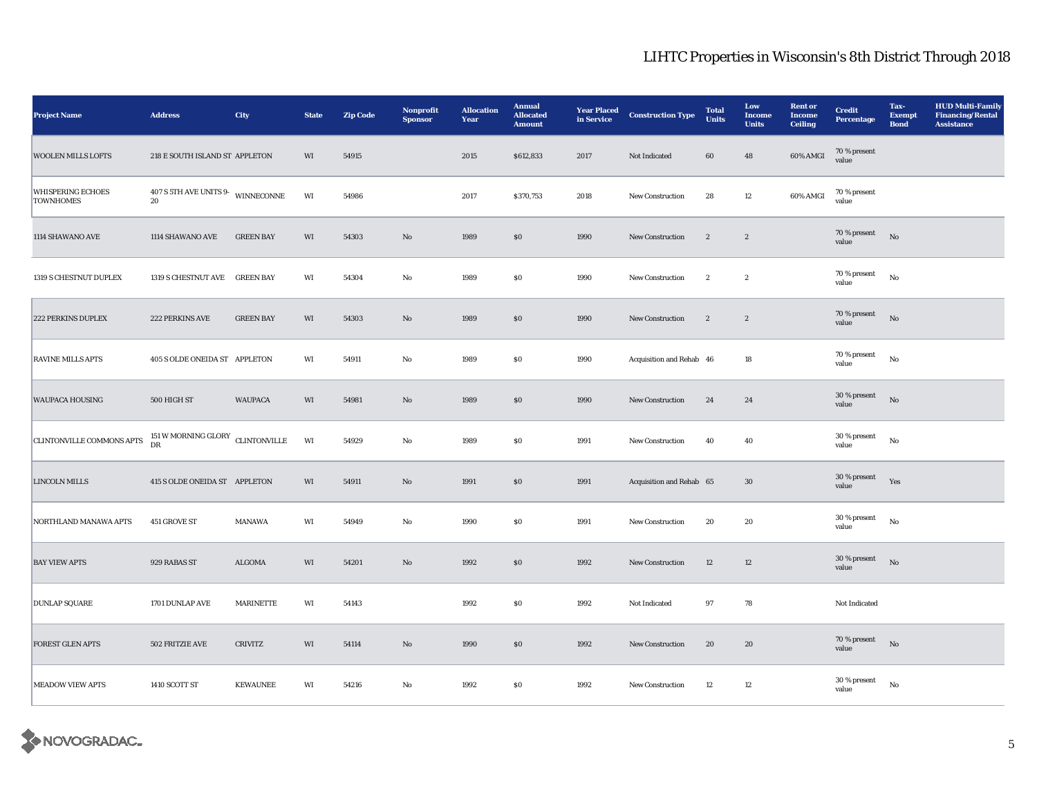# LIHTC Properties in Wisconsin's 8th District Through 2018

| Project Name | Address | City | State | Zip Code | Nonprofit Sponsor | Allocation Year | Annual Allocated Amount | Year Placed in Service | Construction Type | Total Units | Low Income Units | Rent or Income Ceiling | Credit Percentage | Tax-Exempt Bond | HUD Multi-Family Financing/Rental Assistance |
|---|---|---|---|---|---|---|---|---|---|---|---|---|---|---|---|
| WOOLEN MILLS LOFTS | 218 E SOUTH ISLAND ST | APPLETON | WI | 54915 | | 2015 | $612,833 | 2017 | Not Indicated | 60 | 48 | 60% AMGI | 70 % present value | | |
| WHISPERING ECHOES TOWNHOMES | 407 S 5TH AVE UNITS 9-20 | WINNECONNE | WI | 54986 | | 2017 | $370,753 | 2018 | New Construction | 28 | 12 | 60% AMGI | 70 % present value | | |
| 1114 SHAWANO AVE | 1114 SHAWANO AVE | GREEN BAY | WI | 54303 | No | 1989 | $0 | 1990 | New Construction | 2 | 2 | | 70 % present value | No | |
| 1319 S CHESTNUT DUPLEX | 1319 S CHESTNUT AVE | GREEN BAY | WI | 54304 | No | 1989 | $0 | 1990 | New Construction | 2 | 2 | | 70 % present value | No | |
| 222 PERKINS DUPLEX | 222 PERKINS AVE | GREEN BAY | WI | 54303 | No | 1989 | $0 | 1990 | New Construction | 2 | 2 | | 70 % present value | No | |
| RAVINE MILLS APTS | 405 S OLDE ONEIDA ST | APPLETON | WI | 54911 | No | 1989 | $0 | 1990 | Acquisition and Rehab | 46 | 18 | | 70 % present value | No | |
| WAUPACA HOUSING | 500 HIGH ST | WAUPACA | WI | 54981 | No | 1989 | $0 | 1990 | New Construction | 24 | 24 | | 30 % present value | No | |
| CLINTONVILLE COMMONS APTS | 151 W MORNING GLORY DR | CLINTONVILLE | WI | 54929 | No | 1989 | $0 | 1991 | New Construction | 40 | 40 | | 30 % present value | No | |
| LINCOLN MILLS | 415 S OLDE ONEIDA ST | APPLETON | WI | 54911 | No | 1991 | $0 | 1991 | Acquisition and Rehab | 65 | 30 | | 30 % present value | Yes | |
| NORTHLAND MANAWA APTS | 451 GROVE ST | MANAWA | WI | 54949 | No | 1990 | $0 | 1991 | New Construction | 20 | 20 | | 30 % present value | No | |
| BAY VIEW APTS | 929 RABAS ST | ALGOMA | WI | 54201 | No | 1992 | $0 | 1992 | New Construction | 12 | 12 | | 30 % present value | No | |
| DUNLAP SQUARE | 1701 DUNLAP AVE | MARINETTE | WI | 54143 | | 1992 | $0 | 1992 | Not Indicated | 97 | 78 | | Not Indicated | | |
| FOREST GLEN APTS | 502 FRITZIE AVE | CRIVITZ | WI | 54114 | No | 1990 | $0 | 1992 | New Construction | 20 | 20 | | 70 % present value | No | |
| MEADOW VIEW APTS | 1410 SCOTT ST | KEWAUNEE | WI | 54216 | No | 1992 | $0 | 1992 | New Construction | 12 | 12 | | 30 % present value | No | |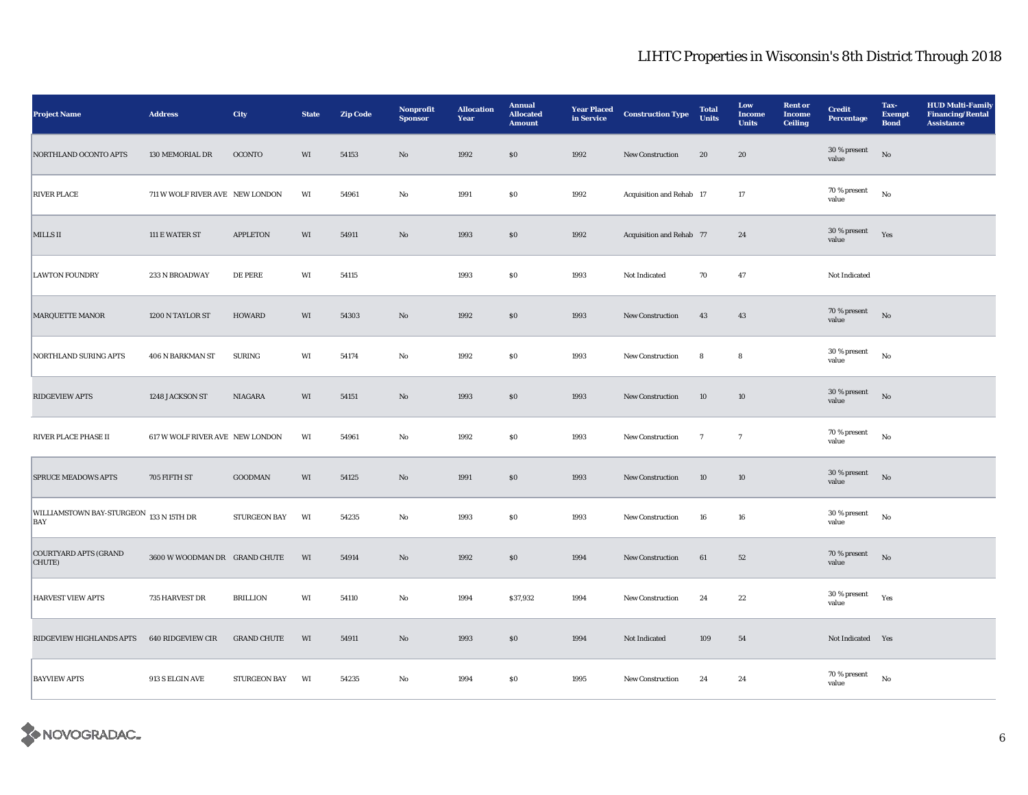# LIHTC Properties in Wisconsin's 8th District Through 2018

| Project Name | Address | City | State | Zip Code | Nonprofit Sponsor | Allocation Year | Annual Allocated Amount | Year Placed in Service | Construction Type | Total Units | Low Income Units | Rent or Income Ceiling | Credit Percentage | Tax-Exempt Bond | HUD Multi-Family Financing/Rental Assistance |
|---|---|---|---|---|---|---|---|---|---|---|---|---|---|---|---|
| NORTHLAND OCONTO APTS | 130 MEMORIAL DR | OCONTO | WI | 54153 | No | 1992 | $0 | 1992 | New Construction | 20 | 20 | | 30 % present value | No | |
| RIVER PLACE | 711 W WOLF RIVER AVE | NEW LONDON | WI | 54961 | No | 1991 | $0 | 1992 | Acquisition and Rehab | 17 | 17 | | 70 % present value | No | |
| MILLS II | 111 E WATER ST | APPLETON | WI | 54911 | No | 1993 | $0 | 1992 | Acquisition and Rehab | 77 | 24 | | 30 % present value | Yes | |
| LAWTON FOUNDRY | 233 N BROADWAY | DE PERE | WI | 54115 | | 1993 | $0 | 1993 | Not Indicated | 70 | 47 | | Not Indicated | | |
| MARQUETTE MANOR | 1200 N TAYLOR ST | HOWARD | WI | 54303 | No | 1992 | $0 | 1993 | New Construction | 43 | 43 | | 70 % present value | No | |
| NORTHLAND SURING APTS | 406 N BARKMAN ST | SURING | WI | 54174 | No | 1992 | $0 | 1993 | New Construction | 8 | 8 | | 30 % present value | No | |
| RIDGEVIEW APTS | 1248 JACKSON ST | NIAGARA | WI | 54151 | No | 1993 | $0 | 1993 | New Construction | 10 | 10 | | 30 % present value | No | |
| RIVER PLACE PHASE II | 617 W WOLF RIVER AVE | NEW LONDON | WI | 54961 | No | 1992 | $0 | 1993 | New Construction | 7 | 7 | | 70 % present value | No | |
| SPRUCE MEADOWS APTS | 705 FIFTH ST | GOODMAN | WI | 54125 | No | 1991 | $0 | 1993 | New Construction | 10 | 10 | | 30 % present value | No | |
| WILLIAMSTOWN BAY-STURGEON BAY | 133 N 15TH DR | STURGEON BAY | WI | 54235 | No | 1993 | $0 | 1993 | New Construction | 16 | 16 | | 30 % present value | No | |
| COURTYARD APTS (GRAND CHUTE) | 3600 W WOODMAN DR | GRAND CHUTE | WI | 54914 | No | 1992 | $0 | 1994 | New Construction | 61 | 52 | | 70 % present value | No | |
| HARVEST VIEW APTS | 735 HARVEST DR | BRILLION | WI | 54110 | No | 1994 | $37,932 | 1994 | New Construction | 24 | 22 | | 30 % present value | Yes | |
| RIDGEVIEW HIGHLANDS APTS | 640 RIDGEVIEW CIR | GRAND CHUTE | WI | 54911 | No | 1993 | $0 | 1994 | Not Indicated | 109 | 54 | | Not Indicated | Yes | |
| BAYVIEW APTS | 913 S ELGIN AVE | STURGEON BAY | WI | 54235 | No | 1994 | $0 | 1995 | New Construction | 24 | 24 | | 70 % present value | No | |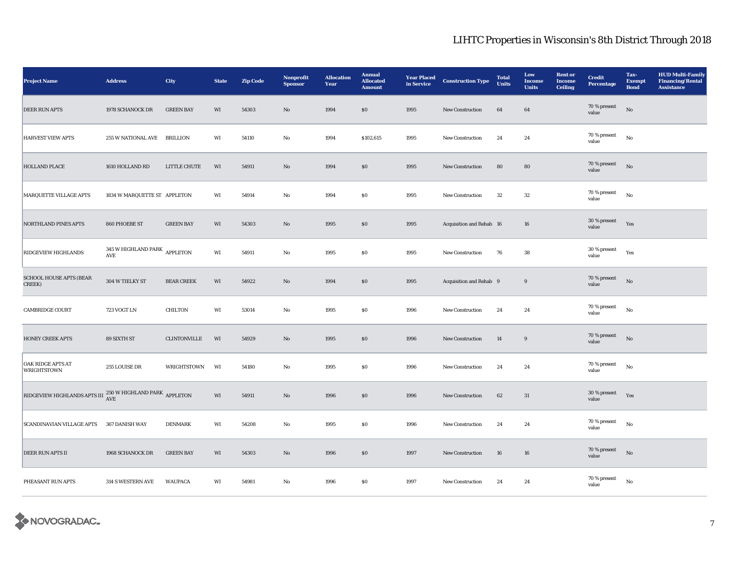# LIHTC Properties in Wisconsin's 8th District Through 2018

| Project Name | Address | City | State | Zip Code | Nonprofit Sponsor | Allocation Year | Annual Allocated Amount | Year Placed in Service | Construction Type | Total Units | Low Income Units | Rent or Income Ceiling | Credit Percentage | Tax-Exempt Bond | HUD Multi-Family Financing/Rental Assistance |
|---|---|---|---|---|---|---|---|---|---|---|---|---|---|---|---|
| DEER RUN APTS | 1978 SCHANOCK DR | GREEN BAY | WI | 54303 | No | 1994 | $0 | 1995 | New Construction | 64 | 64 | | 70 % present value | No | |
| HARVEST VIEW APTS | 255 W NATIONAL AVE | BRILLION | WI | 54110 | No | 1994 | $102,615 | 1995 | New Construction | 24 | 24 | | 70 % present value | No | |
| HOLLAND PLACE | 1610 HOLLAND RD | LITTLE CHUTE | WI | 54911 | No | 1994 | $0 | 1995 | New Construction | 80 | 80 | | 70 % present value | No | |
| MARQUETTE VILLAGE APTS | 1834 W MARQUETTE ST | APPLETON | WI | 54914 | No | 1994 | $0 | 1995 | New Construction | 32 | 32 | | 70 % present value | No | |
| NORTHLAND PINES APTS | 860 PHOEBE ST | GREEN BAY | WI | 54303 | No | 1995 | $0 | 1995 | Acquisition and Rehab | 16 | 16 | | 30 % present value | Yes | |
| RIDGEVIEW HIGHLANDS | 345 W HIGHLAND PARK AVE | APPLETON | WI | 54911 | No | 1995 | $0 | 1995 | New Construction | 76 | 38 | | 30 % present value | Yes | |
| SCHOOL HOUSE APTS (BEAR CREEK) | 304 W TIELKY ST | BEAR CREEK | WI | 54922 | No | 1994 | $0 | 1995 | Acquisition and Rehab | 9 | 9 | | 70 % present value | No | |
| CAMBRIDGE COURT | 723 VOGT LN | CHILTON | WI | 53014 | No | 1995 | $0 | 1996 | New Construction | 24 | 24 | | 70 % present value | No | |
| HONEY CREEK APTS | 89 SIXTH ST | CLINTONVILLE | WI | 54929 | No | 1995 | $0 | 1996 | New Construction | 14 | 9 | | 70 % present value | No | |
| OAK RIDGE APTS AT WRIGHTSTOWN | 255 LOUISE DR | WRIGHTSTOWN | WI | 54180 | No | 1995 | $0 | 1996 | New Construction | 24 | 24 | | 70 % present value | No | |
| RIDGEVIEW HIGHLANDS APTS III | 250 W HIGHLAND PARK AVE | APPLETON | WI | 54911 | No | 1996 | $0 | 1996 | New Construction | 62 | 31 | | 30 % present value | Yes | |
| SCANDINAVIAN VILLAGE APTS | 367 DANISH WAY | DENMARK | WI | 54208 | No | 1995 | $0 | 1996 | New Construction | 24 | 24 | | 70 % present value | No | |
| DEER RUN APTS II | 1968 SCHANOCK DR | GREEN BAY | WI | 54303 | No | 1996 | $0 | 1997 | New Construction | 16 | 16 | | 70 % present value | No | |
| PHEASANT RUN APTS | 314 S WESTERN AVE | WAUPACA | WI | 54981 | No | 1996 | $0 | 1997 | New Construction | 24 | 24 | | 70 % present value | No | |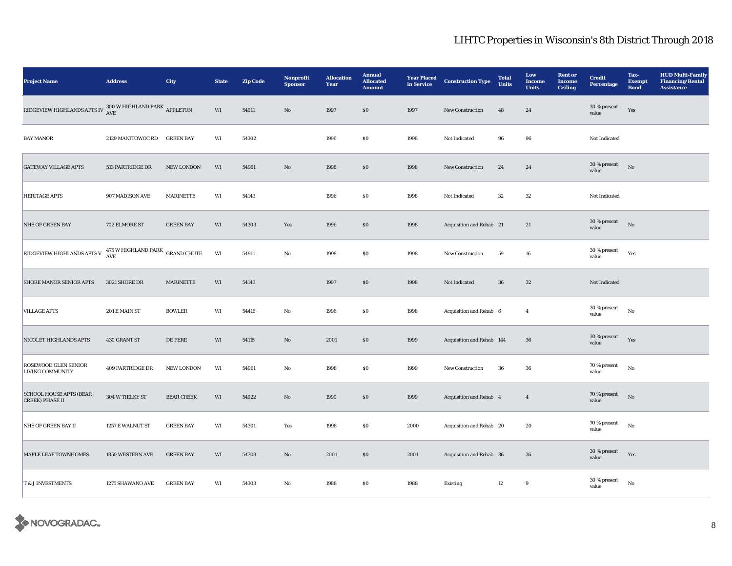# LIHTC Properties in Wisconsin's 8th District Through 2018

| Project Name | Address | City | State | Zip Code | Nonprofit Sponsor | Allocation Year | Annual Allocated Amount | Year Placed in Service | Construction Type | Total Units | Low Income Units | Rent or Income Ceiling | Credit Percentage | Tax-Exempt Bond | HUD Multi-Family Financing/Rental Assistance |
|---|---|---|---|---|---|---|---|---|---|---|---|---|---|---|---|
| RIDGEVIEW HIGHLANDS APTS IV | 300 W HIGHLAND PARK AVE | APPLETON | WI | 54911 | No | 1997 | $0 | 1997 | New Construction | 48 | 24 | | 30 % present value | Yes | |
| BAY MANOR | 2129 MANITOWOC RD | GREEN BAY | WI | 54302 | | 1996 | $0 | 1998 | Not Indicated | 96 | 96 | | Not Indicated | | |
| GATEWAY VILLAGE APTS | 513 PARTRIDGE DR | NEW LONDON | WI | 54961 | No | 1998 | $0 | 1998 | New Construction | 24 | 24 | | 30 % present value | No | |
| HERITAGE APTS | 907 MADISON AVE | MARINETTE | WI | 54143 | | 1996 | $0 | 1998 | Not Indicated | 32 | 32 | | Not Indicated | | |
| NHS OF GREEN BAY | 702 ELMORE ST | GREEN BAY | WI | 54303 | Yes | 1996 | $0 | 1998 | Acquisition and Rehab | 21 | 21 | | 30 % present value | No | |
| RIDGEVIEW HIGHLANDS APTS V | 475 W HIGHLAND PARK AVE | GRAND CHUTE | WI | 54911 | No | 1998 | $0 | 1998 | New Construction | 59 | 16 | | 30 % present value | Yes | |
| SHORE MANOR SENIOR APTS | 3021 SHORE DR | MARINETTE | WI | 54143 | | 1997 | $0 | 1998 | Not Indicated | 36 | 32 | | Not Indicated | | |
| VILLAGE APTS | 201 E MAIN ST | BOWLER | WI | 54416 | No | 1996 | $0 | 1998 | Acquisition and Rehab | 6 | 4 | | 30 % present value | No | |
| NICOLET HIGHLANDS APTS | 430 GRANT ST | DE PERE | WI | 54115 | No | 2001 | $0 | 1999 | Acquisition and Rehab | 144 | 36 | | 30 % present value | Yes | |
| ROSEWOOD GLEN SENIOR LIVING COMMUNITY | 409 PARTRIDGE DR | NEW LONDON | WI | 54961 | No | 1998 | $0 | 1999 | New Construction | 36 | 36 | | 70 % present value | No | |
| SCHOOL HOUSE APTS (BEAR CREEK) PHASE II | 304 W TIELKY ST | BEAR CREEK | WI | 54922 | No | 1999 | $0 | 1999 | Acquisition and Rehab | 4 | 4 | | 70 % present value | No | |
| NHS OF GREEN BAY II | 1257 E WALNUT ST | GREEN BAY | WI | 54301 | Yes | 1998 | $0 | 2000 | Acquisition and Rehab | 20 | 20 | | 70 % present value | No | |
| MAPLE LEAF TOWNHOMES | 1850 WESTERN AVE | GREEN BAY | WI | 54303 | No | 2001 | $0 | 2001 | Acquisition and Rehab | 36 | 36 | | 30 % present value | Yes | |
| T & J INVESTMENTS | 1275 SHAWANO AVE | GREEN BAY | WI | 54303 | No | 1988 | $0 | 1988 | Existing | 12 | 9 | | 30 % present value | No | |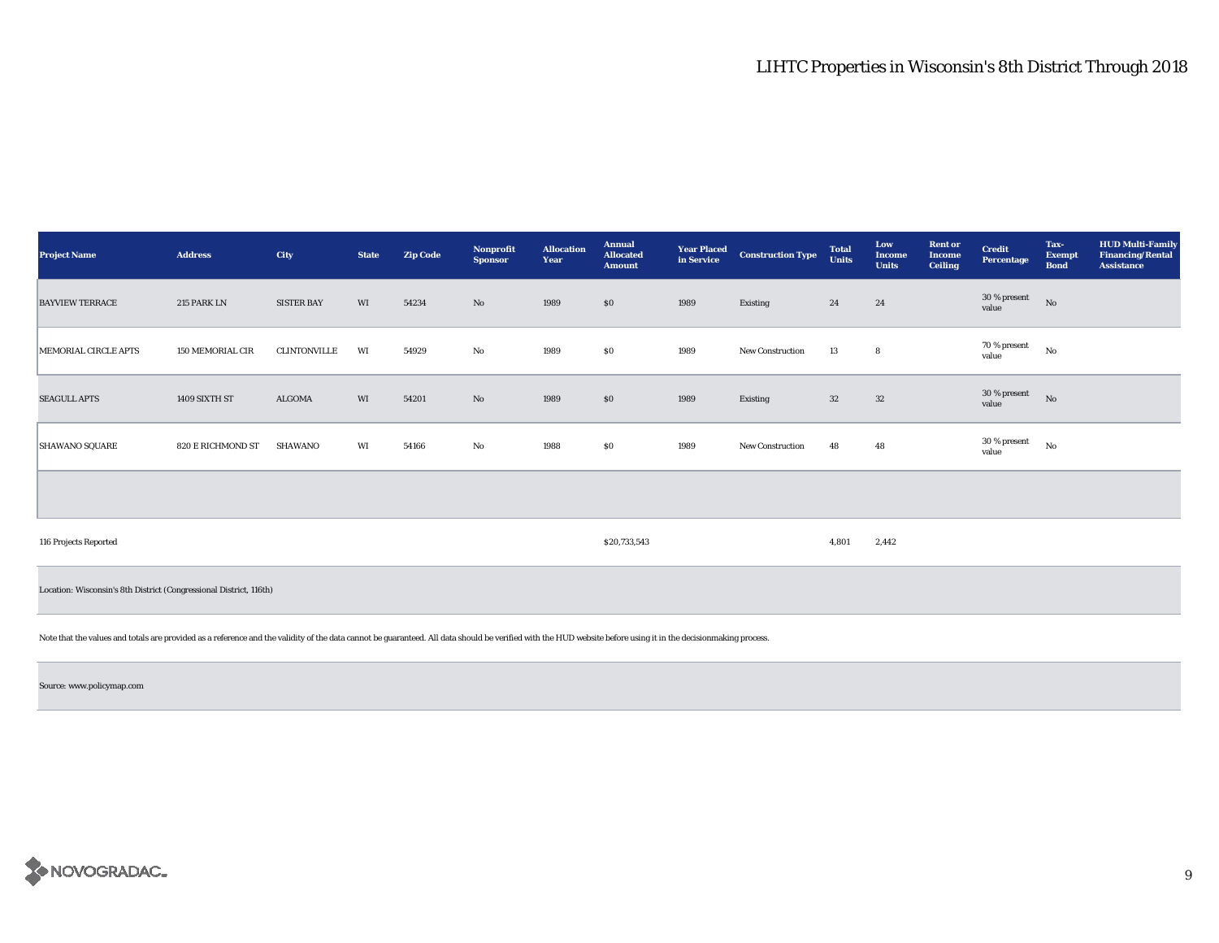| Project Name | Address | City | State | Zip Code | Nonprofit Sponsor | Allocation Year | Annual Allocated Amount | Year Placed in Service | Construction Type | Total Units | Low Income Units | Rent or Income Ceiling | Credit Percentage | Tax-Exempt Bond | HUD Multi-Family Financing/Rental Assistance |
|---|---|---|---|---|---|---|---|---|---|---|---|---|---|---|---|
| BAYVIEW TERRACE | 215 PARK LN | SISTER BAY | WI | 54234 | No | 1989 | $0 | 1989 | Existing | 24 | 24 | | 30 % present value | No | |
| MEMORIAL CIRCLE APTS | 150 MEMORIAL CIR | CLINTONVILLE | WI | 54929 | No | 1989 | $0 | 1989 | New Construction | 13 | 8 | | 70 % present value | No | |
| SEAGULL APTS | 1409 SIXTH ST | ALGOMA | WI | 54201 | No | 1989 | $0 | 1989 | Existing | 32 | 32 | | 30 % present value | No | |
| SHAWANO SQUARE | 820 E RICHMOND ST | SHAWANO | WI | 54166 | No | 1988 | $0 | 1989 | New Construction | 48 | 48 | | 30 % present value | No | |
| | | | | | | | | | | | | | | | |
| 116 Projects Reported | | | | | | | $20,733,543 | | | 4,801 | 2,442 | | | | |

Location: Wisconsin's 8th District (Congressional District, 116th)

Note that the values and totals are provided as a reference and the validity of the data cannot be guaranteed. All data should be verified with the HUD website before using it in the decisionmaking process.

Source: www.policymap.com